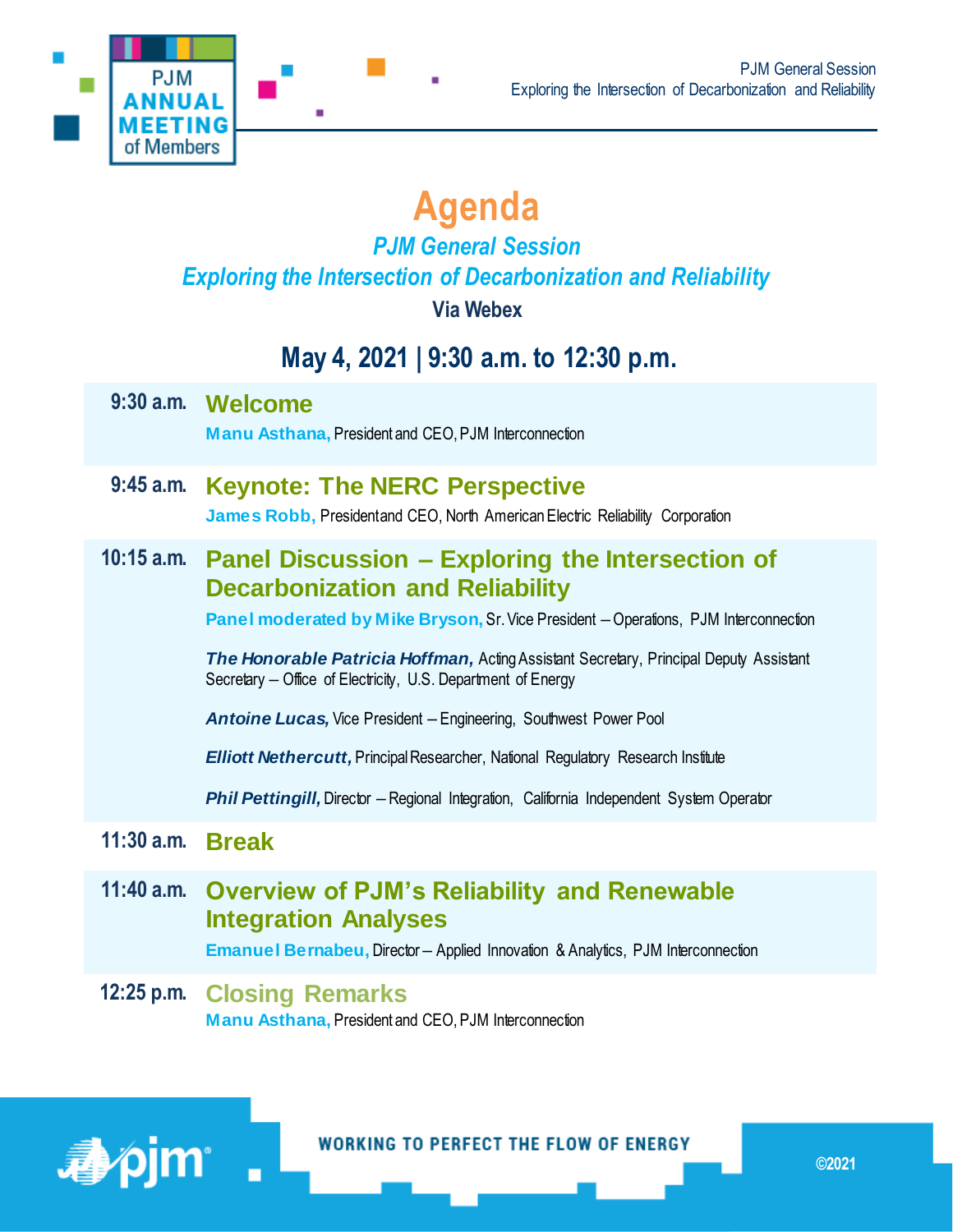# Agenda

## *PJM General Session*

## *Exploring the Intersection of Decarbonization and Reliability*

**Via Webex**

## May 4, 2021 | 9:30 a.m. to 12:30 p.m.

**9:30 a.m.** **Welcome**

**Manu Asthana,** President and CEO, PJM Interconnection

**9:45 a.m.** **Keynote: The NERC Perspective**

**James Robb,** President and CEO, North American Electric Reliability Corporation

**10:15 a.m.** **Panel Discussion – Exploring the Intersection of Decarbonization and Reliability**

**Panel moderated by Mike Bryson,** Sr. Vice President – Operations, PJM Interconnection

***The Honorable Patricia Hoffman,*** Acting Assistant Secretary, Principal Deputy Assistant Secretary – Office of Electricity, U.S. Department of Energy

***Antoine Lucas,*** Vice President – Engineering, Southwest Power Pool

***Elliott Nethercutt,*** Principal Researcher, National Regulatory Research Institute

***Phil Pettingill,*** Director – Regional Integration, California Independent System Operator

**11:30 a.m.** **Break**

**11:40 a.m.** **Overview of PJM's Reliability and Renewable Integration Analyses**

**Emanuel Bernabeu,** Director – Applied Innovation & Analytics, PJM Interconnection

**12:25 p.m.** **Closing Remarks**

**Manu Asthana,** President and CEO, PJM Interconnection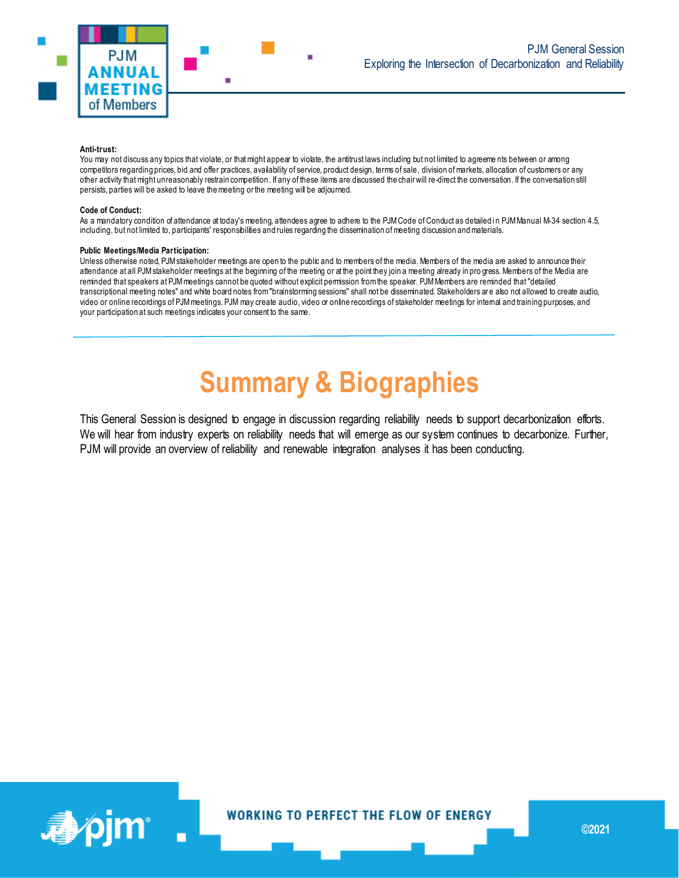**Anti-trust:**
You may not discuss any topics that violate, or that might appear to violate, the antitrust laws including but not limited to agreements between or among competitors regarding prices, bid and offer practices, availability of service, product design, terms of sale, division of markets, allocation of customers or any other activity that might unreasonably restrain competition. If any of these items are discussed the chair will re-direct the conversation. If the conversation still persists, parties will be asked to leave the meeting or the meeting will be adjourned.

**Code of Conduct:**
As a mandatory condition of attendance at today's meeting, attendees agree to adhere to the PJM Code of Conduct as detailed in PJM Manual M-34 section 4.5, including, but not limited to, participants' responsibilities and rules regarding the dissemination of meeting discussion and materials.

**Public Meetings/Media Participation:**
Unless otherwise noted, PJM stakeholder meetings are open to the public and to members of the media. Members of the media are asked to announce their attendance at all PJM stakeholder meetings at the beginning of the meeting or at the point they join a meeting already in progress. Members of the Media are reminded that speakers at PJM meetings cannot be quoted without explicit permission from the speaker. PJM Members are reminded that "detailed transcriptional meeting notes" and white board notes from "brainstorming sessions" shall not be disseminated. Stakeholders are also not allowed to create audio, video or online recordings of PJM meetings. PJM may create audio, video or online recordings of stakeholder meetings for internal and training purposes, and your participation at such meetings indicates your consent to the same.

# Summary & Biographies

This General Session is designed to engage in discussion regarding reliability needs to support decarbonization efforts. We will hear from industry experts on reliability needs that will emerge as our system continues to decarbonize. Further, PJM will provide an overview of reliability and renewable integration analyses it has been conducting.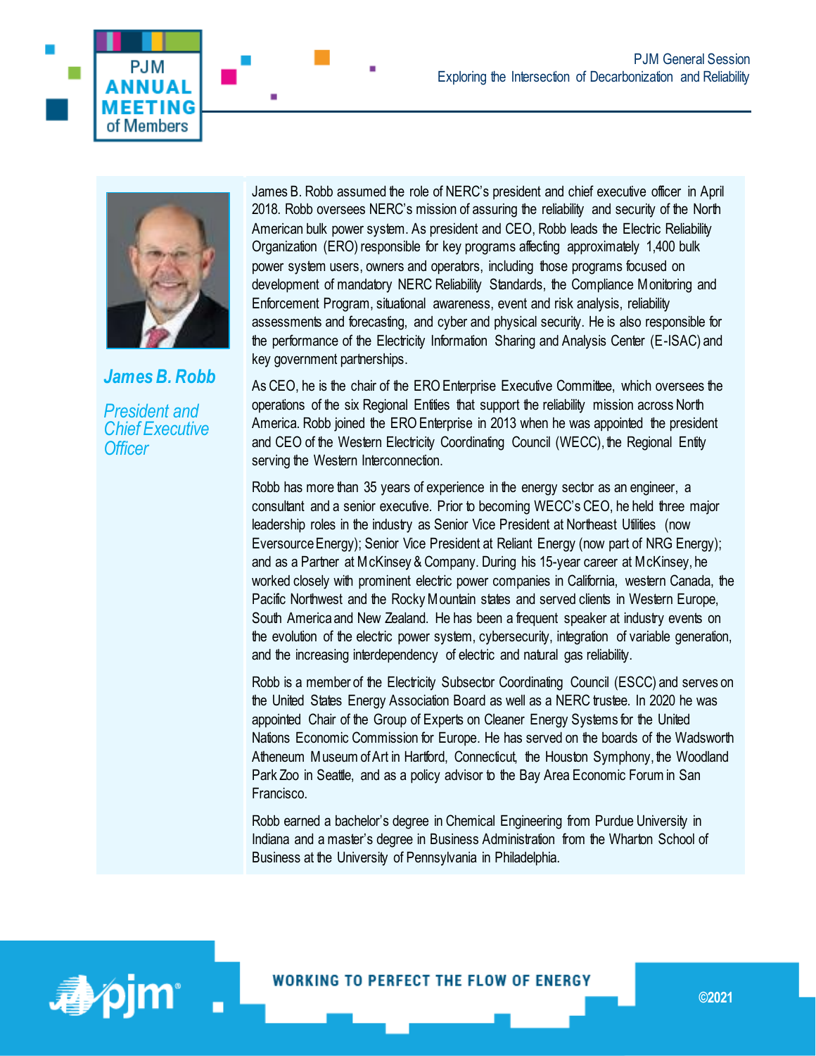## James B. Robb

*President and Chief Executive Officer*

James B. Robb assumed the role of NERC's president and chief executive officer in April 2018. Robb oversees NERC's mission of assuring the reliability and security of the North American bulk power system. As president and CEO, Robb leads the Electric Reliability Organization (ERO) responsible for key programs affecting approximately 1,400 bulk power system users, owners and operators, including those programs focused on development of mandatory NERC Reliability Standards, the Compliance Monitoring and Enforcement Program, situational awareness, event and risk analysis, reliability assessments and forecasting, and cyber and physical security. He is also responsible for the performance of the Electricity Information Sharing and Analysis Center (E-ISAC) and key government partnerships.

As CEO, he is the chair of the ERO Enterprise Executive Committee, which oversees the operations of the six Regional Entities that support the reliability mission across North America. Robb joined the ERO Enterprise in 2013 when he was appointed the president and CEO of the Western Electricity Coordinating Council (WECC), the Regional Entity serving the Western Interconnection.

Robb has more than 35 years of experience in the energy sector as an engineer, a consultant and a senior executive. Prior to becoming WECC's CEO, he held three major leadership roles in the industry as Senior Vice President at Northeast Utilities (now Eversource Energy); Senior Vice President at Reliant Energy (now part of NRG Energy); and as a Partner at McKinsey & Company. During his 15-year career at McKinsey, he worked closely with prominent electric power companies in California, western Canada, the Pacific Northwest and the Rocky Mountain states and served clients in Western Europe, South America and New Zealand. He has been a frequent speaker at industry events on the evolution of the electric power system, cybersecurity, integration of variable generation, and the increasing interdependency of electric and natural gas reliability.

Robb is a member of the Electricity Subsector Coordinating Council (ESCC) and serves on the United States Energy Association Board as well as a NERC trustee. In 2020 he was appointed Chair of the Group of Experts on Cleaner Energy Systems for the United Nations Economic Commission for Europe. He has served on the boards of the Wadsworth Atheneum Museum of Art in Hartford, Connecticut, the Houston Symphony, the Woodland Park Zoo in Seattle, and as a policy advisor to the Bay Area Economic Forum in San Francisco.

Robb earned a bachelor's degree in Chemical Engineering from Purdue University in Indiana and a master's degree in Business Administration from the Wharton School of Business at the University of Pennsylvania in Philadelphia.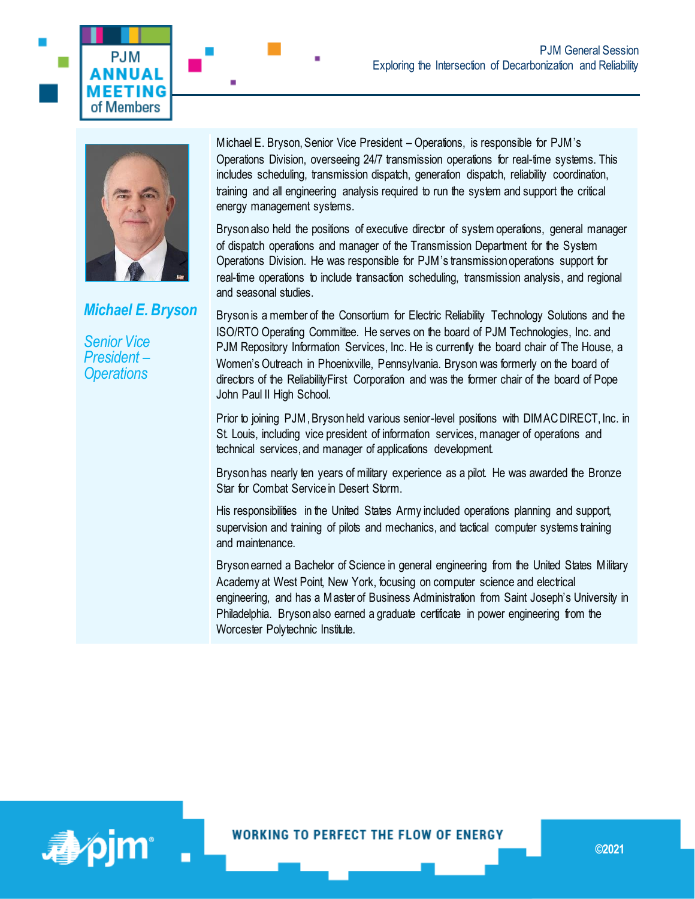## Michael E. Bryson

*Senior Vice President – Operations*

Michael E. Bryson, Senior Vice President – Operations, is responsible for PJM's Operations Division, overseeing 24/7 transmission operations for real-time systems. This includes scheduling, transmission dispatch, generation dispatch, reliability coordination, training and all engineering analysis required to run the system and support the critical energy management systems.

Bryson also held the positions of executive director of system operations, general manager of dispatch operations and manager of the Transmission Department for the System Operations Division. He was responsible for PJM's transmission operations support for real-time operations to include transaction scheduling, transmission analysis, and regional and seasonal studies.

Bryson is a member of the Consortium for Electric Reliability Technology Solutions and the ISO/RTO Operating Committee. He serves on the board of PJM Technologies, Inc. and PJM Repository Information Services, Inc. He is currently the board chair of The House, a Women's Outreach in Phoenixville, Pennsylvania. Bryson was formerly on the board of directors of the ReliabilityFirst Corporation and was the former chair of the board of Pope John Paul II High School.

Prior to joining PJM, Bryson held various senior-level positions with DIMAC DIRECT, Inc. in St. Louis, including vice president of information services, manager of operations and technical services, and manager of applications development.

Bryson has nearly ten years of military experience as a pilot. He was awarded the Bronze Star for Combat Service in Desert Storm.

His responsibilities in the United States Army included operations planning and support, supervision and training of pilots and mechanics, and tactical computer systems training and maintenance.

Bryson earned a Bachelor of Science in general engineering from the United States Military Academy at West Point, New York, focusing on computer science and electrical engineering, and has a Master of Business Administration from Saint Joseph's University in Philadelphia. Bryson also earned a graduate certificate in power engineering from the Worcester Polytechnic Institute.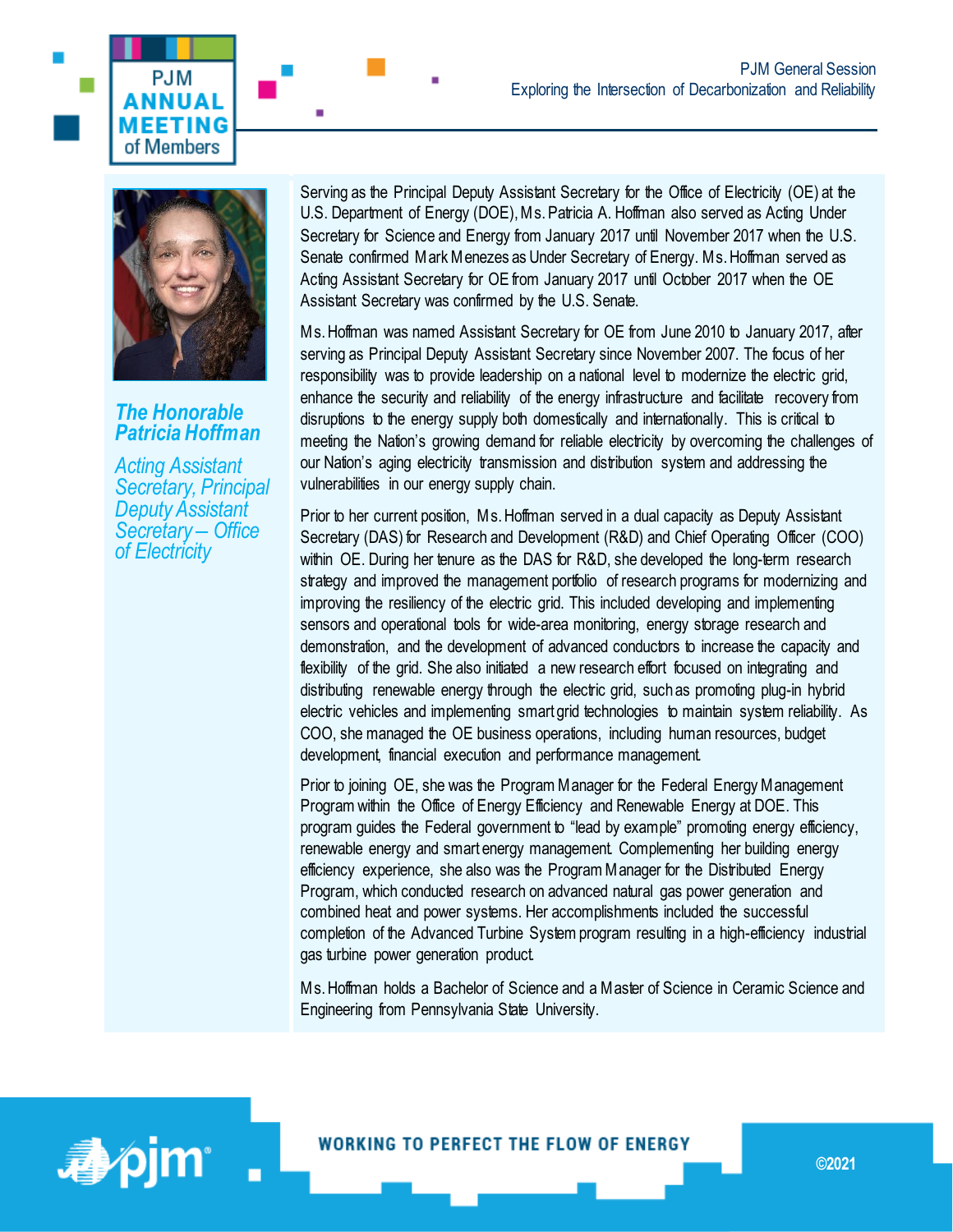## *The Honorable Patricia Hoffman*

*Acting Assistant Secretary, Principal Deputy Assistant Secretary – Office of Electricity*

Serving as the Principal Deputy Assistant Secretary for the Office of Electricity (OE) at the U.S. Department of Energy (DOE), Ms. Patricia A. Hoffman also served as Acting Under Secretary for Science and Energy from January 2017 until November 2017 when the U.S. Senate confirmed Mark Menezes as Under Secretary of Energy. Ms. Hoffman served as Acting Assistant Secretary for OE from January 2017 until October 2017 when the OE Assistant Secretary was confirmed by the U.S. Senate.

Ms. Hoffman was named Assistant Secretary for OE from June 2010 to January 2017, after serving as Principal Deputy Assistant Secretary since November 2007. The focus of her responsibility was to provide leadership on a national level to modernize the electric grid, enhance the security and reliability of the energy infrastructure and facilitate recovery from disruptions to the energy supply both domestically and internationally. This is critical to meeting the Nation's growing demand for reliable electricity by overcoming the challenges of our Nation's aging electricity transmission and distribution system and addressing the vulnerabilities in our energy supply chain.

Prior to her current position, Ms. Hoffman served in a dual capacity as Deputy Assistant Secretary (DAS) for Research and Development (R&D) and Chief Operating Officer (COO) within OE. During her tenure as the DAS for R&D, she developed the long-term research strategy and improved the management portfolio of research programs for modernizing and improving the resiliency of the electric grid. This included developing and implementing sensors and operational tools for wide-area monitoring, energy storage research and demonstration, and the development of advanced conductors to increase the capacity and flexibility of the grid. She also initiated a new research effort focused on integrating and distributing renewable energy through the electric grid, such as promoting plug-in hybrid electric vehicles and implementing smart grid technologies to maintain system reliability. As COO, she managed the OE business operations, including human resources, budget development, financial execution and performance management.

Prior to joining OE, she was the Program Manager for the Federal Energy Management Program within the Office of Energy Efficiency and Renewable Energy at DOE. This program guides the Federal government to "lead by example" promoting energy efficiency, renewable energy and smart energy management. Complementing her building energy efficiency experience, she also was the Program Manager for the Distributed Energy Program, which conducted research on advanced natural gas power generation and combined heat and power systems. Her accomplishments included the successful completion of the Advanced Turbine System program resulting in a high-efficiency industrial gas turbine power generation product.

Ms. Hoffman holds a Bachelor of Science and a Master of Science in Ceramic Science and Engineering from Pennsylvania State University.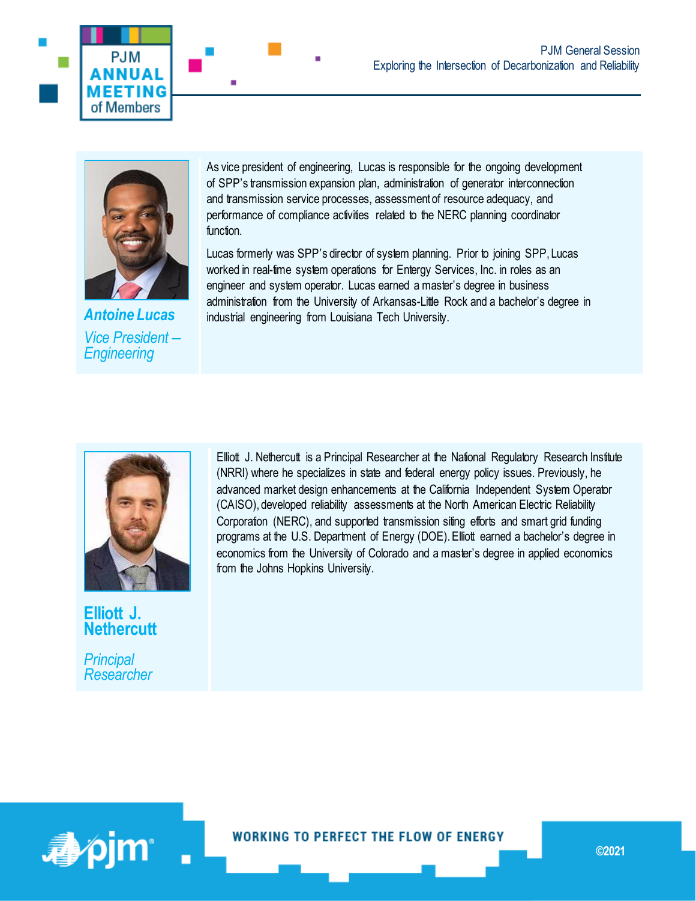### Antoine Lucas

*Vice President – Engineering*

As vice president of engineering, Lucas is responsible for the ongoing development of SPP's transmission expansion plan, administration of generator interconnection and transmission service processes, assessment of resource adequacy, and performance of compliance activities related to the NERC planning coordinator function.

Lucas formerly was SPP's director of system planning. Prior to joining SPP, Lucas worked in real-time system operations for Entergy Services, Inc. in roles as an engineer and system operator. Lucas earned a master's degree in business administration from the University of Arkansas-Little Rock and a bachelor's degree in industrial engineering from Louisiana Tech University.

### Elliott J. Nethercutt

*Principal Researcher*

Elliott J. Nethercutt is a Principal Researcher at the National Regulatory Research Institute (NRRI) where he specializes in state and federal energy policy issues. Previously, he advanced market design enhancements at the California Independent System Operator (CAISO), developed reliability assessments at the North American Electric Reliability Corporation (NERC), and supported transmission siting efforts and smart grid funding programs at the U.S. Department of Energy (DOE). Elliott earned a bachelor's degree in economics from the University of Colorado and a master's degree in applied economics from the Johns Hopkins University.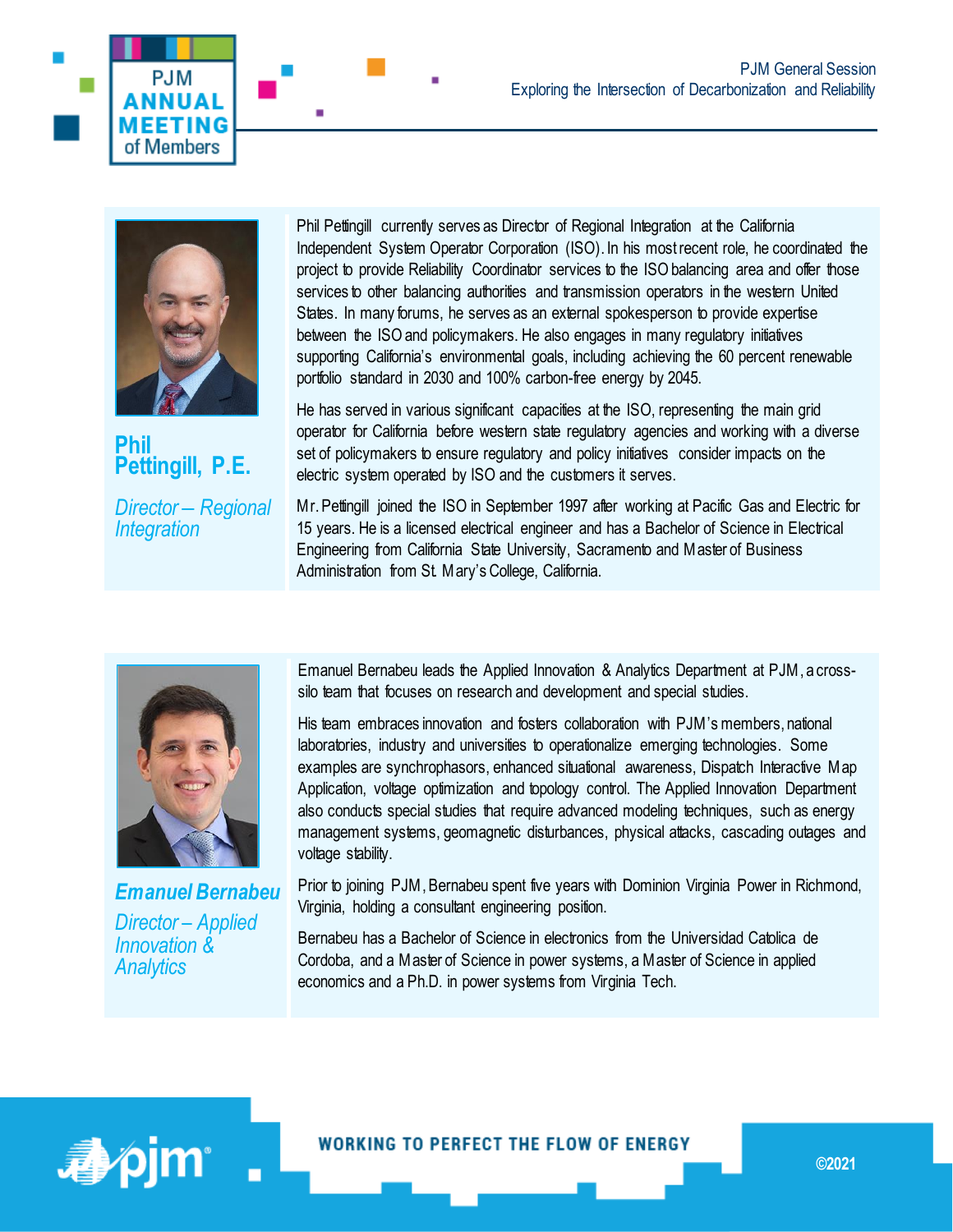## Phil Pettingill, P.E.

*Director – Regional Integration*

Phil Pettingill currently serves as Director of Regional Integration at the California Independent System Operator Corporation (ISO). In his most recent role, he coordinated the project to provide Reliability Coordinator services to the ISO balancing area and offer those services to other balancing authorities and transmission operators in the western United States. In many forums, he serves as an external spokesperson to provide expertise between the ISO and policymakers. He also engages in many regulatory initiatives supporting California's environmental goals, including achieving the 60 percent renewable portfolio standard in 2030 and 100% carbon-free energy by 2045.

He has served in various significant capacities at the ISO, representing the main grid operator for California before western state regulatory agencies and working with a diverse set of policymakers to ensure regulatory and policy initiatives consider impacts on the electric system operated by ISO and the customers it serves.

Mr. Pettingill joined the ISO in September 1997 after working at Pacific Gas and Electric for 15 years. He is a licensed electrical engineer and has a Bachelor of Science in Electrical Engineering from California State University, Sacramento and Master of Business Administration from St. Mary's College, California.

## *Emanuel Bernabeu*

*Director – Applied Innovation & Analytics*

Emanuel Bernabeu leads the Applied Innovation & Analytics Department at PJM, a cross-silo team that focuses on research and development and special studies.

His team embraces innovation and fosters collaboration with PJM's members, national laboratories, industry and universities to operationalize emerging technologies. Some examples are synchrophasors, enhanced situational awareness, Dispatch Interactive Map Application, voltage optimization and topology control. The Applied Innovation Department also conducts special studies that require advanced modeling techniques, such as energy management systems, geomagnetic disturbances, physical attacks, cascading outages and voltage stability.

Prior to joining PJM, Bernabeu spent five years with Dominion Virginia Power in Richmond, Virginia, holding a consultant engineering position.

Bernabeu has a Bachelor of Science in electronics from the Universidad Catolica de Cordoba, and a Master of Science in power systems, a Master of Science in applied economics and a Ph.D. in power systems from Virginia Tech.